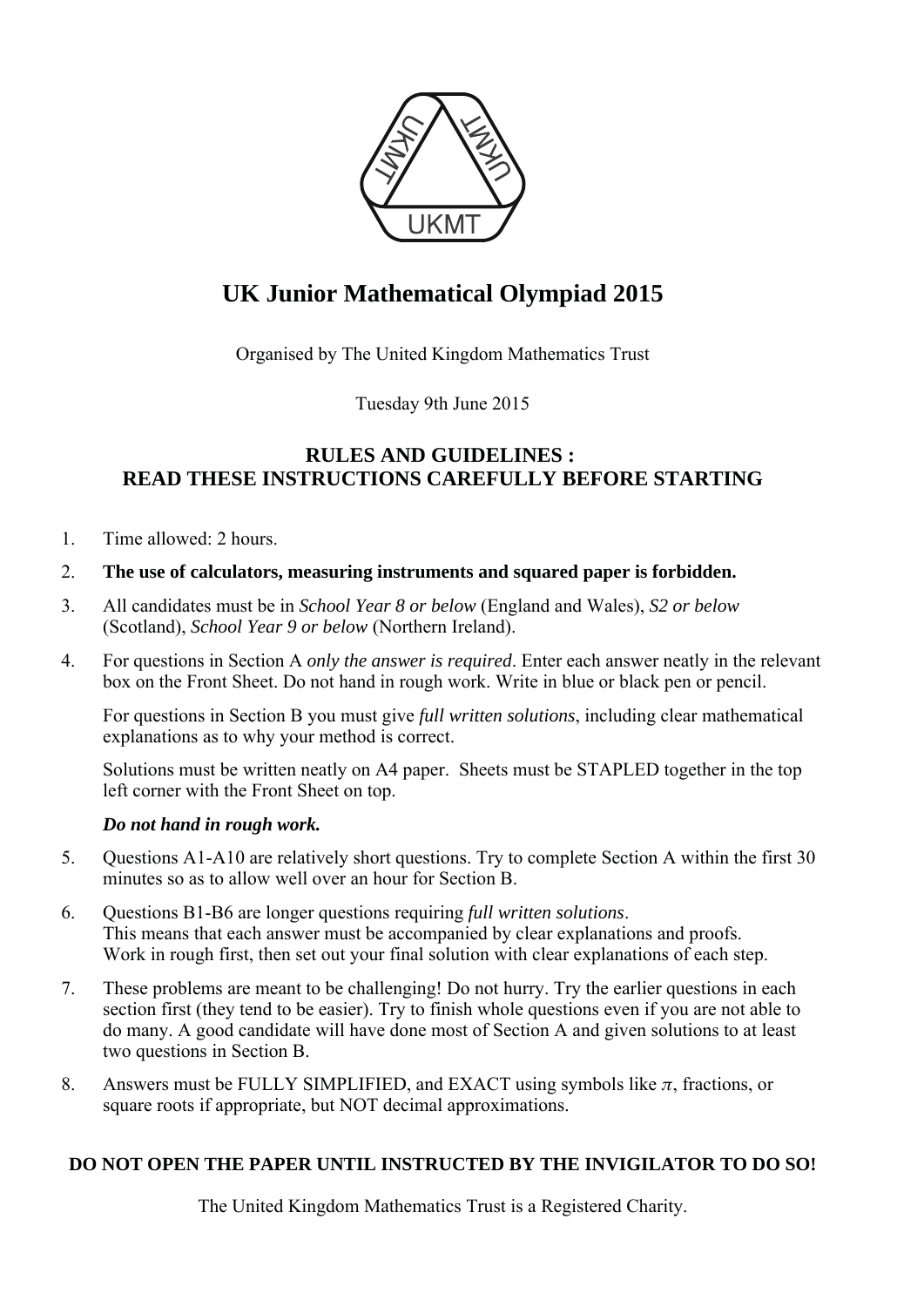# UK Junior Mathematical Olympiad 2015

Organised by The United Kingdom Mathematics Trust

Tuesday 9th June 2015

## RULES AND GUIDELINES : READ THESE INSTRUCTIONS CAREFULLY BEFORE STARTING

1. Time allowed: 2 hours.
2. **The use of calculators, measuring instruments and squared paper is forbidden.**
3. All candidates must be in *School Year 8 or below* (England and Wales), *S2 or below* (Scotland), *School Year 9 or below* (Northern Ireland).
4. For questions in Section A *only the answer is required*. Enter each answer neatly in the relevant box on the Front Sheet. Do not hand in rough work. Write in blue or black pen or pencil.

   For questions in Section B you must give *full written solutions*, including clear mathematical explanations as to why your method is correct.

   Solutions must be written neatly on A4 paper. Sheets must be STAPLED together in the top left corner with the Front Sheet on top.

   ***Do not hand in rough work.***
5. Questions A1-A10 are relatively short questions. Try to complete Section A within the first 30 minutes so as to allow well over an hour for Section B.
6. Questions B1-B6 are longer questions requiring *full written solutions*. This means that each answer must be accompanied by clear explanations and proofs. Work in rough first, then set out your final solution with clear explanations of each step.
7. These problems are meant to be challenging! Do not hurry. Try the earlier questions in each section first (they tend to be easier). Try to finish whole questions even if you are not able to do many. A good candidate will have done most of Section A and given solutions to at least two questions in Section B.
8. Answers must be FULLY SIMPLIFIED, and EXACT using symbols like $\pi$, fractions, or square roots if appropriate, but NOT decimal approximations.

**DO NOT OPEN THE PAPER UNTIL INSTRUCTED BY THE INVIGILATOR TO DO SO!**

The United Kingdom Mathematics Trust is a Registered Charity.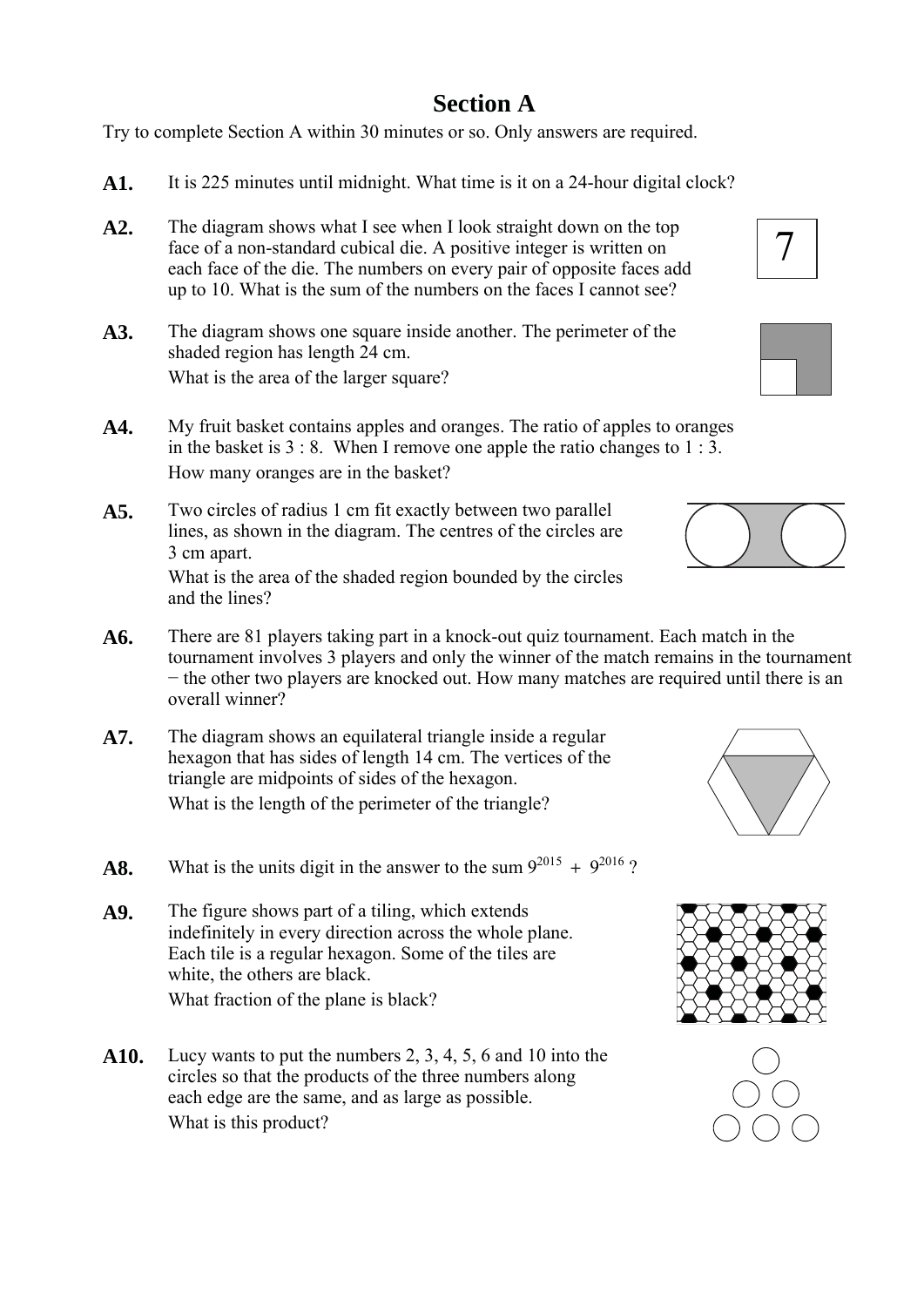## Section A

Try to complete Section A within 30 minutes or so. Only answers are required.

**A1.** It is 225 minutes until midnight. What time is it on a 24-hour digital clock?

**A2.** The diagram shows what I see when I look straight down on the top face of a non-standard cubical die. A positive integer is written on each face of the die. The numbers on every pair of opposite faces add up to 10. What is the sum of the numbers on the faces I cannot see?

7

**A3.** The diagram shows one square inside another. The perimeter of the shaded region has length 24 cm.

What is the area of the larger square?

**A4.** My fruit basket contains apples and oranges. The ratio of apples to oranges in the basket is 3 : 8. When I remove one apple the ratio changes to 1 : 3.

How many oranges are in the basket?

**A5.** Two circles of radius 1 cm fit exactly between two parallel lines, as shown in the diagram. The centres of the circles are 3 cm apart.

What is the area of the shaded region bounded by the circles and the lines?

**A6.** There are 81 players taking part in a knock-out quiz tournament. Each match in the tournament involves 3 players and only the winner of the match remains in the tournament − the other two players are knocked out. How many matches are required until there is an overall winner?

**A7.** The diagram shows an equilateral triangle inside a regular hexagon that has sides of length 14 cm. The vertices of the triangle are midpoints of sides of the hexagon.

What is the length of the perimeter of the triangle?

**A8.** What is the units digit in the answer to the sum $9^{2015} + 9^{2016}$ ?

**A9.** The figure shows part of a tiling, which extends indefinitely in every direction across the whole plane. Each tile is a regular hexagon. Some of the tiles are white, the others are black.

What fraction of the plane is black?

**A10.** Lucy wants to put the numbers 2, 3, 4, 5, 6 and 10 into the circles so that the products of the three numbers along each edge are the same, and as large as possible.

What is this product?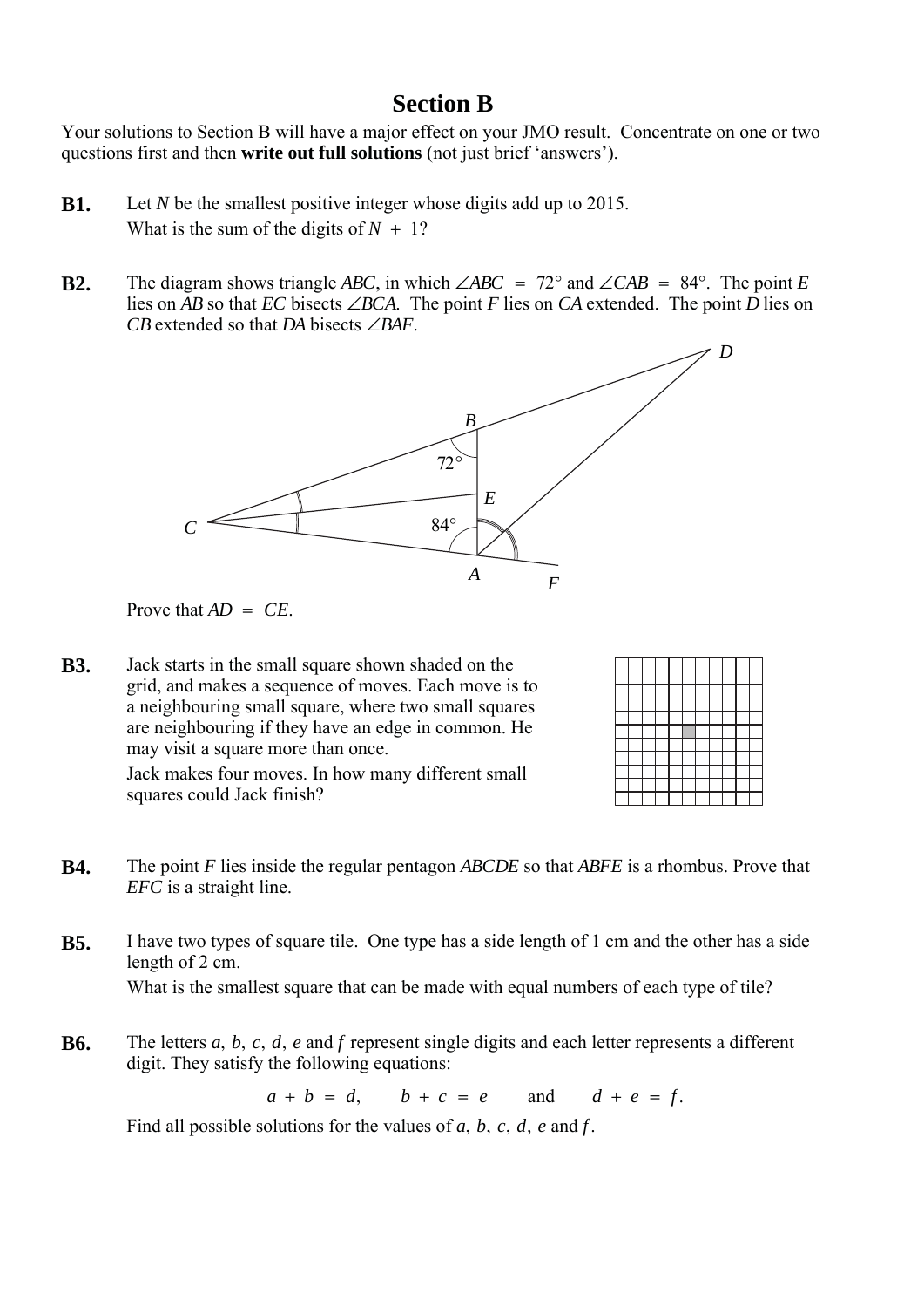# Section B

Your solutions to Section B will have a major effect on your JMO result. Concentrate on one or two questions first and then **write out full solutions** (not just brief 'answers').

**B1.** Let $N$ be the smallest positive integer whose digits add up to 2015.
What is the sum of the digits of $N + 1$?

**B2.** The diagram shows triangle $ABC$, in which $\angle ABC = 72°$ and $\angle CAB = 84°$. The point $E$ lies on $AB$ so that $EC$ bisects $\angle BCA$. The point $F$ lies on $CA$ extended. The point $D$ lies on $CB$ extended so that $DA$ bisects $\angle BAF$.

Prove that $AD = CE$.

**B3.** Jack starts in the small square shown shaded on the grid, and makes a sequence of moves. Each move is to a neighbouring small square, where two small squares are neighbouring if they have an edge in common. He may visit a square more than once.

Jack makes four moves. In how many different small squares could Jack finish?

**B4.** The point $F$ lies inside the regular pentagon $ABCDE$ so that $ABFE$ is a rhombus. Prove that $EFC$ is a straight line.

**B5.** I have two types of square tile. One type has a side length of 1 cm and the other has a side length of 2 cm.
What is the smallest square that can be made with equal numbers of each type of tile?

**B6.** The letters $a$, $b$, $c$, $d$, $e$ and $f$ represent single digits and each letter represents a different digit. They satisfy the following equations:

$$a + b = d, \qquad b + c = e \qquad \text{and} \qquad d + e = f.$$

Find all possible solutions for the values of $a$, $b$, $c$, $d$, $e$ and $f$.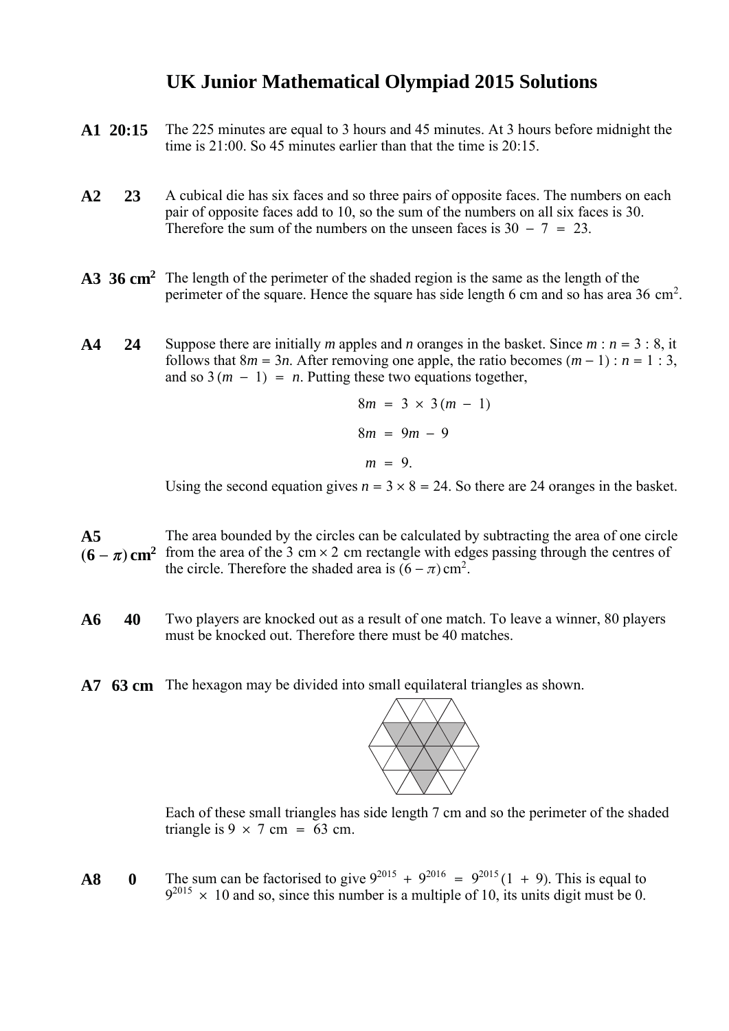# UK Junior Mathematical Olympiad 2015 Solutions

**A1 20:15** The 225 minutes are equal to 3 hours and 45 minutes. At 3 hours before midnight the time is 21:00. So 45 minutes earlier than that the time is 20:15.

**A2 23** A cubical die has six faces and so three pairs of opposite faces. The numbers on each pair of opposite faces add to 10, so the sum of the numbers on all six faces is 30. Therefore the sum of the numbers on the unseen faces is $30 - 7 = 23$.

**A3 36 cm²** The length of the perimeter of the shaded region is the same as the length of the perimeter of the square. Hence the square has side length 6 cm and so has area 36 cm$^2$.

**A4 24** Suppose there are initially $m$ apples and $n$ oranges in the basket. Since $m : n = 3 : 8$, it follows that $8m = 3n$. After removing one apple, the ratio becomes $(m - 1) : n = 1 : 3$, and so $3(m - 1) = n$. Putting these two equations together,

$$8m = 3 \times 3(m - 1)$$

$$8m = 9m - 9$$

$$m = 9.$$

Using the second equation gives $n = 3 \times 8 = 24$. So there are 24 oranges in the basket.

**A5 $(6 - \pi)$ cm²** The area bounded by the circles can be calculated by subtracting the area of one circle from the area of the 3 cm × 2 cm rectangle with edges passing through the centres of the circle. Therefore the shaded area is $(6 - \pi)$ cm$^2$.

**A6 40** Two players are knocked out as a result of one match. To leave a winner, 80 players must be knocked out. Therefore there must be 40 matches.

**A7 63 cm** The hexagon may be divided into small equilateral triangles as shown.

Each of these small triangles has side length 7 cm and so the perimeter of the shaded triangle is $9 \times 7$ cm $= 63$ cm.

**A8 0** The sum can be factorised to give $9^{2015} + 9^{2016} = 9^{2015}(1 + 9)$. This is equal to $9^{2015} \times 10$ and so, since this number is a multiple of 10, its units digit must be 0.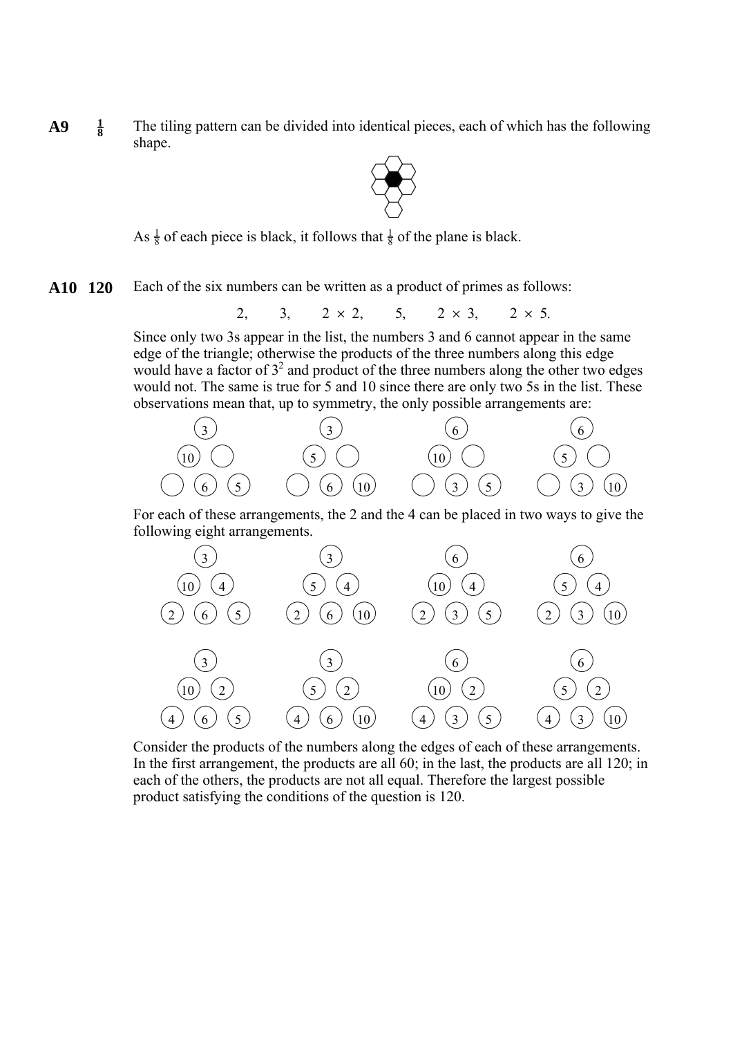**A9** $\frac{1}{8}$ The tiling pattern can be divided into identical pieces, each of which has the following shape.

As $\frac{1}{8}$ of each piece is black, it follows that $\frac{1}{8}$ of the plane is black.

**A10** **120** Each of the six numbers can be written as a product of primes as follows:

$$2, \quad 3, \quad 2 \times 2, \quad 5, \quad 2 \times 3, \quad 2 \times 5.$$

Since only two 3s appear in the list, the numbers 3 and 6 cannot appear in the same edge of the triangle; otherwise the products of the three numbers along this edge would have a factor of $3^2$ and product of the three numbers along the other two edges would not. The same is true for 5 and 10 since there are only two 5s in the list. These observations mean that, up to symmetry, the only possible arrangements are:

```
   3          3          6          6
 10  _      5  _      10  _      5  _
_  6  5    _  6  10   _  3  5    _  3  10
```

For each of these arrangements, the 2 and the 4 can be placed in two ways to give the following eight arrangements.

```
   3          3          6          6
 10  4      5  4      10  4      5  4
2  6  5    2  6  10   2  3  5    2  3  10

   3          3          6          6
 10  2      5  2      10  2      5  2
4  6  5    4  6  10   4  3  5    4  3  10
```

Consider the products of the numbers along the edges of each of these arrangements. In the first arrangement, the products are all 60; in the last, the products are all 120; in each of the others, the products are not all equal. Therefore the largest possible product satisfying the conditions of the question is 120.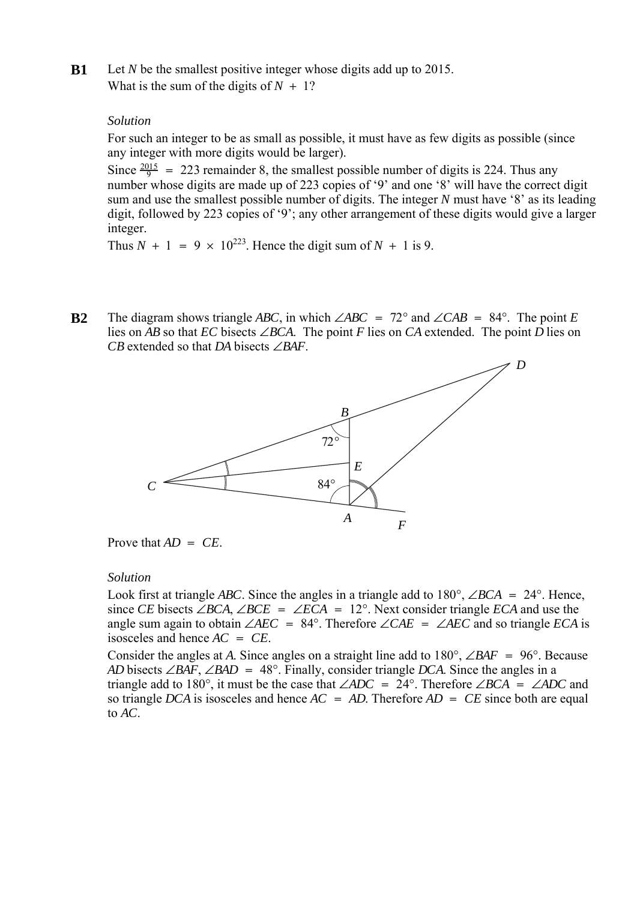**B1** Let $N$ be the smallest positive integer whose digits add up to 2015.
What is the sum of the digits of $N + 1$?

*Solution*

For such an integer to be as small as possible, it must have as few digits as possible (since any integer with more digits would be larger).

Since $\frac{2015}{9} = 223$ remainder 8, the smallest possible number of digits is 224. Thus any number whose digits are made up of 223 copies of '9' and one '8' will have the correct digit sum and use the smallest possible number of digits. The integer $N$ must have '8' as its leading digit, followed by 223 copies of '9'; any other arrangement of these digits would give a larger integer.

Thus $N + 1 = 9 \times 10^{223}$. Hence the digit sum of $N + 1$ is 9.

**B2** The diagram shows triangle $ABC$, in which $\angle ABC = 72°$ and $\angle CAB = 84°$. The point $E$ lies on $AB$ so that $EC$ bisects $\angle BCA$. The point $F$ lies on $CA$ extended. The point $D$ lies on $CB$ extended so that $DA$ bisects $\angle BAF$.

Prove that $AD = CE$.

*Solution*

Look first at triangle $ABC$. Since the angles in a triangle add to 180°, $\angle BCA = 24°$. Hence, since $CE$ bisects $\angle BCA$, $\angle BCE = \angle ECA = 12°$. Next consider triangle $ECA$ and use the angle sum again to obtain $\angle AEC = 84°$. Therefore $\angle CAE = \angle AEC$ and so triangle $ECA$ is isosceles and hence $AC = CE$.

Consider the angles at $A$. Since angles on a straight line add to 180°, $\angle BAF = 96°$. Because $AD$ bisects $\angle BAF$, $\angle BAD = 48°$. Finally, consider triangle $DCA$. Since the angles in a triangle add to 180°, it must be the case that $\angle ADC = 24°$. Therefore $\angle BCA = \angle ADC$ and so triangle $DCA$ is isosceles and hence $AC = AD$. Therefore $AD = CE$ since both are equal to $AC$.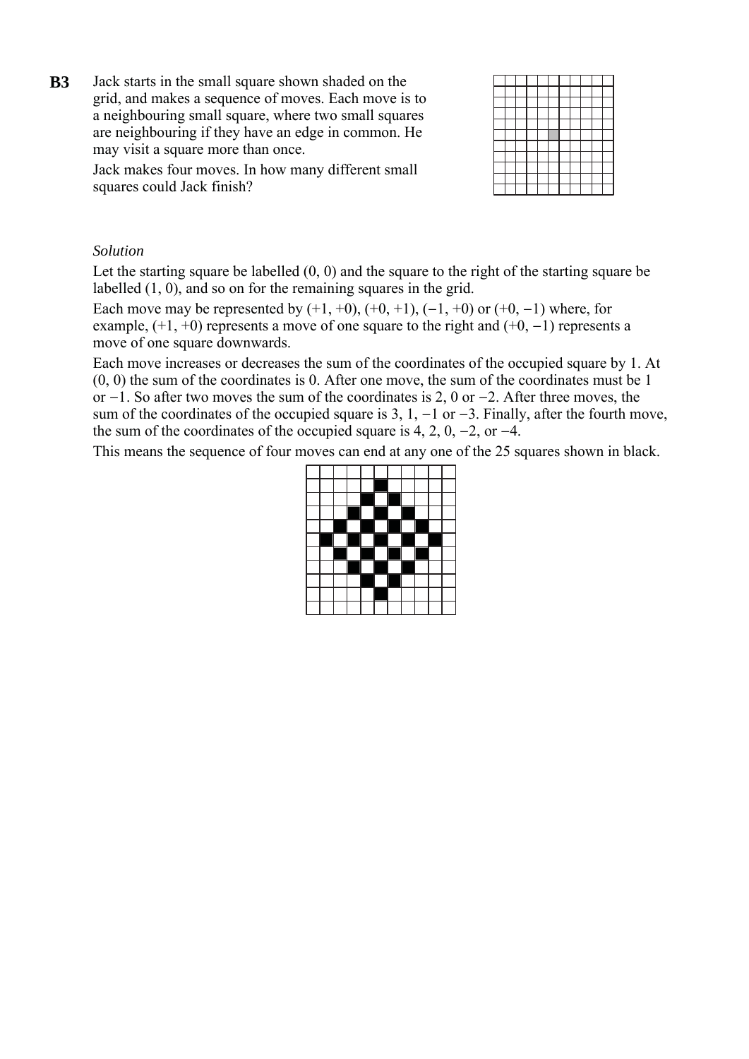**B3** Jack starts in the small square shown shaded on the grid, and makes a sequence of moves. Each move is to a neighbouring small square, where two small squares are neighbouring if they have an edge in common. He may visit a square more than once.

Jack makes four moves. In how many different small squares could Jack finish?

*Solution*

Let the starting square be labelled $(0, 0)$ and the square to the right of the starting square be labelled $(1, 0)$, and so on for the remaining squares in the grid.

Each move may be represented by $(+1, +0)$, $(+0, +1)$, $(-1, +0)$ or $(+0, -1)$ where, for example, $(+1, +0)$ represents a move of one square to the right and $(+0, -1)$ represents a move of one square downwards.

Each move increases or decreases the sum of the coordinates of the occupied square by 1. At $(0, 0)$ the sum of the coordinates is 0. After one move, the sum of the coordinates must be 1 or $-1$. So after two moves the sum of the coordinates is 2, 0 or $-2$. After three moves, the sum of the coordinates of the occupied square is 3, 1, $-1$ or $-3$. Finally, after the fourth move, the sum of the coordinates of the occupied square is 4, 2, 0, $-2$, or $-4$.

This means the sequence of four moves can end at any one of the 25 squares shown in black.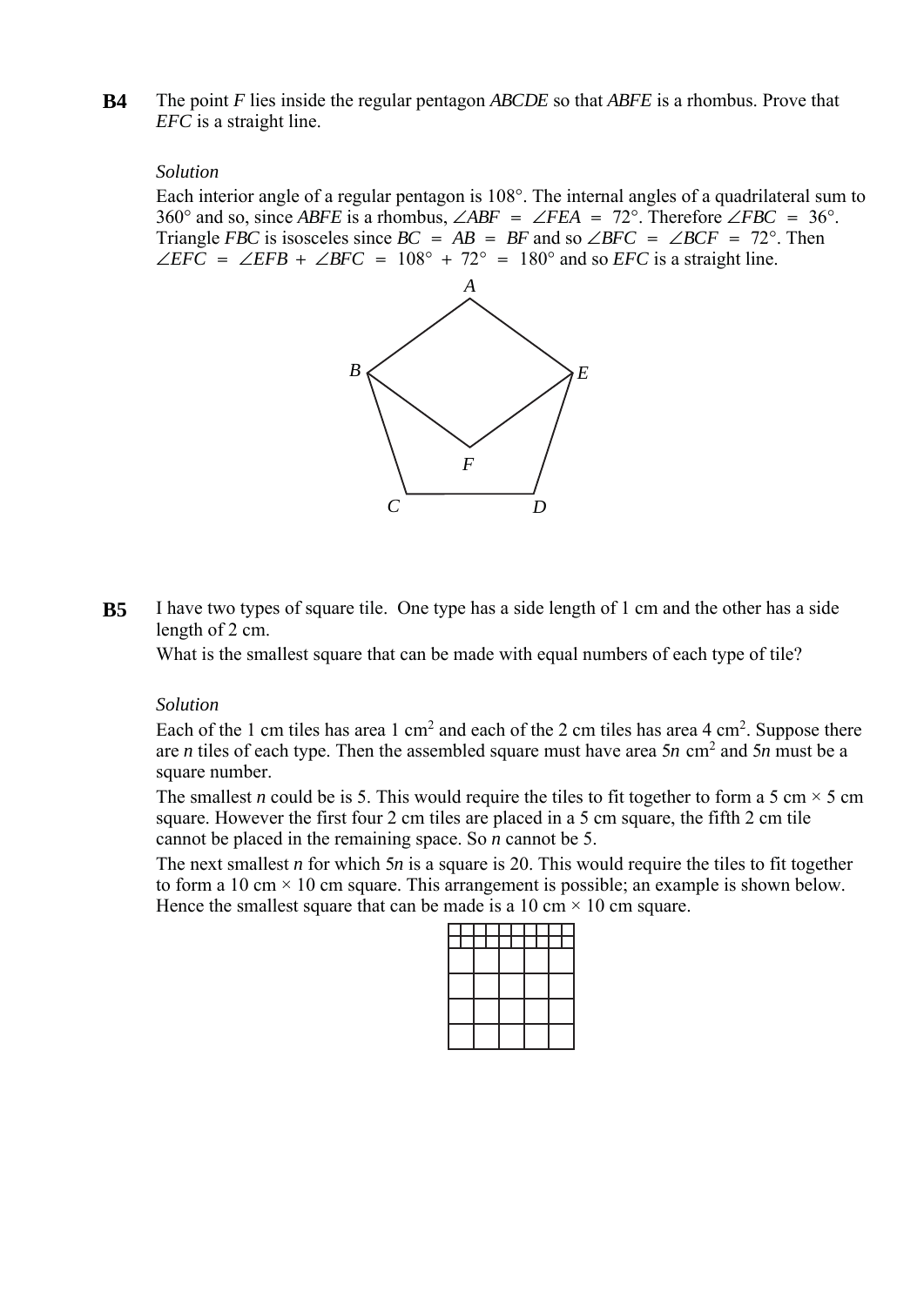**B4** The point $F$ lies inside the regular pentagon $ABCDE$ so that $ABFE$ is a rhombus. Prove that $EFC$ is a straight line.

*Solution*

Each interior angle of a regular pentagon is 108°. The internal angles of a quadrilateral sum to 360° and so, since $ABFE$ is a rhombus, $\angle ABF = \angle FEA = 72°$. Therefore $\angle FBC = 36°$. Triangle $FBC$ is isosceles since $BC = AB = BF$ and so $\angle BFC = \angle BCF = 72°$. Then $\angle EFC = \angle EFB + \angle BFC = 108° + 72° = 180°$ and so $EFC$ is a straight line.

**B5** I have two types of square tile. One type has a side length of 1 cm and the other has a side length of 2 cm.

What is the smallest square that can be made with equal numbers of each type of tile?

*Solution*

Each of the 1 cm tiles has area 1 cm$^2$ and each of the 2 cm tiles has area 4 cm$^2$. Suppose there are $n$ tiles of each type. Then the assembled square must have area $5n$ cm$^2$ and $5n$ must be a square number.

The smallest $n$ could be is 5. This would require the tiles to fit together to form a 5 cm × 5 cm square. However the first four 2 cm tiles are placed in a 5 cm square, the fifth 2 cm tile cannot be placed in the remaining space. So $n$ cannot be 5.

The next smallest $n$ for which $5n$ is a square is 20. This would require the tiles to fit together to form a 10 cm × 10 cm square. This arrangement is possible; an example is shown below. Hence the smallest square that can be made is a 10 cm × 10 cm square.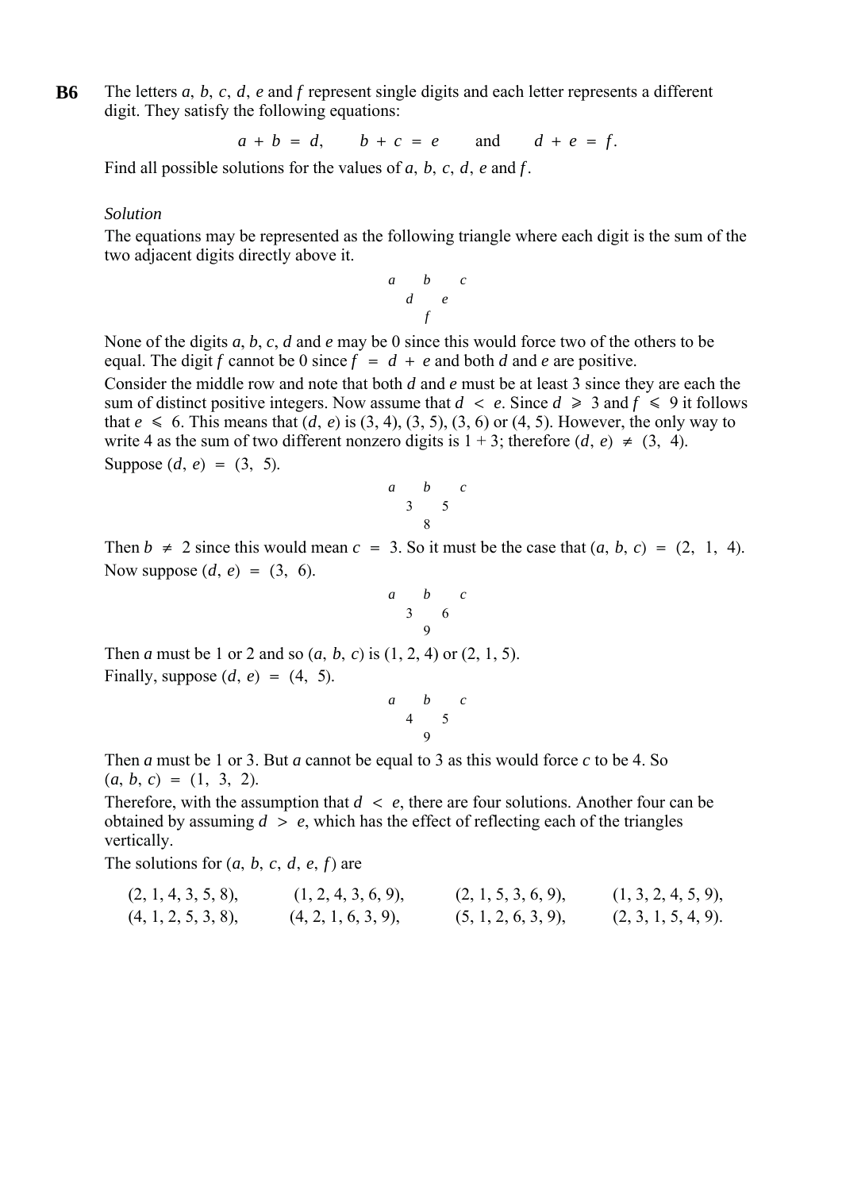**B6** The letters $a$, $b$, $c$, $d$, $e$ and $f$ represent single digits and each letter represents a different digit. They satisfy the following equations:

$$a + b = d, \qquad b + c = e \qquad \text{and} \qquad d + e = f.$$

Find all possible solutions for the values of $a$, $b$, $c$, $d$, $e$ and $f$.

*Solution*

The equations may be represented as the following triangle where each digit is the sum of the two adjacent digits directly above it.

$$\begin{array}{ccccc} a & & b & & c \\ & d & & e & \\ & & f & & \end{array}$$

None of the digits $a$, $b$, $c$, $d$ and $e$ may be 0 since this would force two of the others to be equal. The digit $f$ cannot be 0 since $f = d + e$ and both $d$ and $e$ are positive.

Consider the middle row and note that both $d$ and $e$ must be at least 3 since they are each the sum of distinct positive integers. Now assume that $d < e$. Since $d \geqslant 3$ and $f \leqslant 9$ it follows that $e \leqslant 6$. This means that $(d, e)$ is (3, 4), (3, 5), (3, 6) or (4, 5). However, the only way to write 4 as the sum of two different nonzero digits is $1 + 3$; therefore $(d, e) \neq (3, 4)$.

Suppose $(d, e) = (3, 5)$.

$$\begin{array}{ccccc} a & & b & & c \\ & 3 & & 5 & \\ & & 8 & & \end{array}$$

Then $b \neq 2$ since this would mean $c = 3$. So it must be the case that $(a, b, c) = (2, 1, 4)$.

Now suppose $(d, e) = (3, 6)$.

$$\begin{array}{ccccc} a & & b & & c \\ & 3 & & 6 & \\ & & 9 & & \end{array}$$

Then $a$ must be 1 or 2 and so $(a, b, c)$ is (1, 2, 4) or (2, 1, 5).

Finally, suppose $(d, e) = (4, 5)$.

$$\begin{array}{ccccc} a & & b & & c \\ & 4 & & 5 & \\ & & 9 & & \end{array}$$

Then $a$ must be 1 or 3. But $a$ cannot be equal to 3 as this would force $c$ to be 4. So $(a, b, c) = (1, 3, 2)$.

Therefore, with the assumption that $d < e$, there are four solutions. Another four can be obtained by assuming $d > e$, which has the effect of reflecting each of the triangles vertically.

The solutions for $(a, b, c, d, e, f)$ are

(2, 1, 4, 3, 5, 8), (1, 2, 4, 3, 6, 9), (2, 1, 5, 3, 6, 9), (1, 3, 2, 4, 5, 9),
(4, 1, 2, 5, 3, 8), (4, 2, 1, 6, 3, 9), (5, 1, 2, 6, 3, 9), (2, 3, 1, 5, 4, 9).